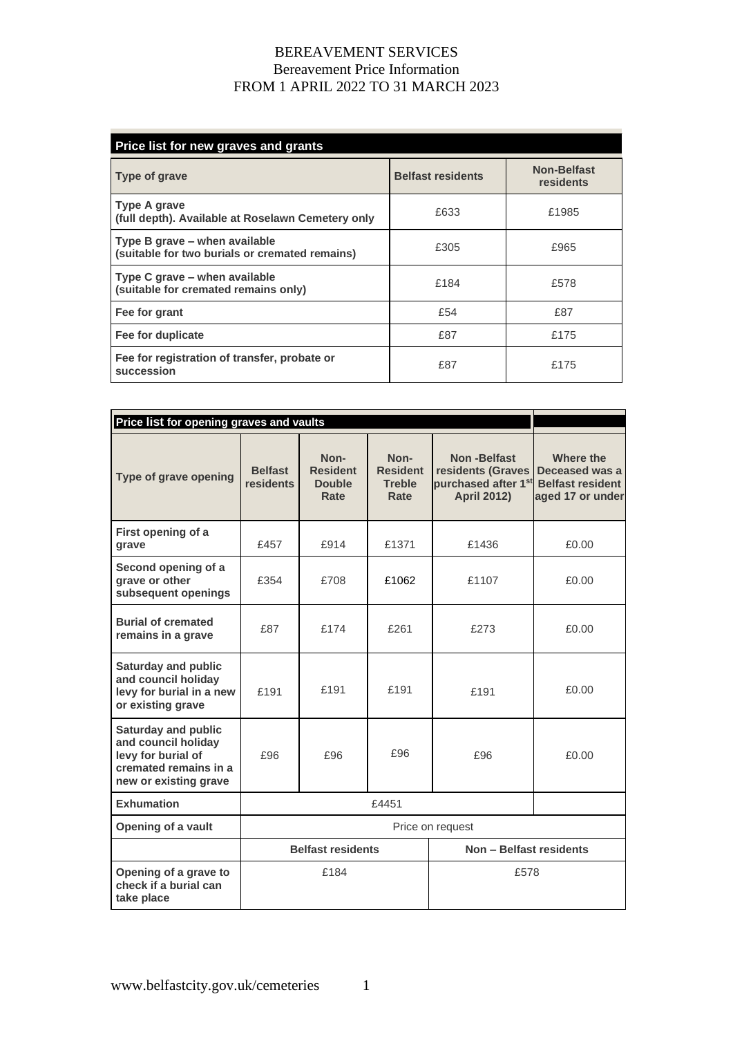# BEREAVEMENT SERVICES

Bereavement Price Information

FROM 1 APRIL 2022 TO 31 MARCH 2023

| Price list for new graves and grants | | |
|---|---|---|
| **Type of grave** | **Belfast residents** | **Non-Belfast residents** |
| **Type A grave (full depth). Available at Roselawn Cemetery only** | £633 | £1985 |
| **Type B grave – when available (suitable for two burials or cremated remains)** | £305 | £965 |
| **Type C grave – when available (suitable for cremated remains only)** | £184 | £578 |
| **Fee for grant** | £54 | £87 |
| **Fee for duplicate** | £87 | £175 |
| **Fee for registration of transfer, probate or succession** | £87 | £175 |

| Price list for opening graves and vaults | | | | | |
|---|---|---|---|---|---|
| **Type of grave opening** | **Belfast residents** | **Non-Resident Double Rate** | **Non-Resident Treble Rate** | **Non -Belfast residents (Graves purchased after 1st April 2012)** | **Where the Deceased was a Belfast resident aged 17 or under** |
| **First opening of a grave** | £457 | £914 | £1371 | £1436 | £0.00 |
| **Second opening of a grave or other subsequent openings** | £354 | £708 | £1062 | £1107 | £0.00 |
| **Burial of cremated remains in a grave** | £87 | £174 | £261 | £273 | £0.00 |
| **Saturday and public and council holiday levy for burial in a new or existing grave** | £191 | £191 | £191 | £191 | £0.00 |
| **Saturday and public and council holiday levy for burial of cremated remains in a new or existing grave** | £96 | £96 | £96 | £96 | £0.00 |
| **Exhumation** | £4451 | | | | |
| **Opening of a vault** | Price on request | | | | |
| | **Belfast residents** | | | **Non – Belfast residents** | |
| **Opening of a grave to check if a burial can take place** | £184 | | | £578 | |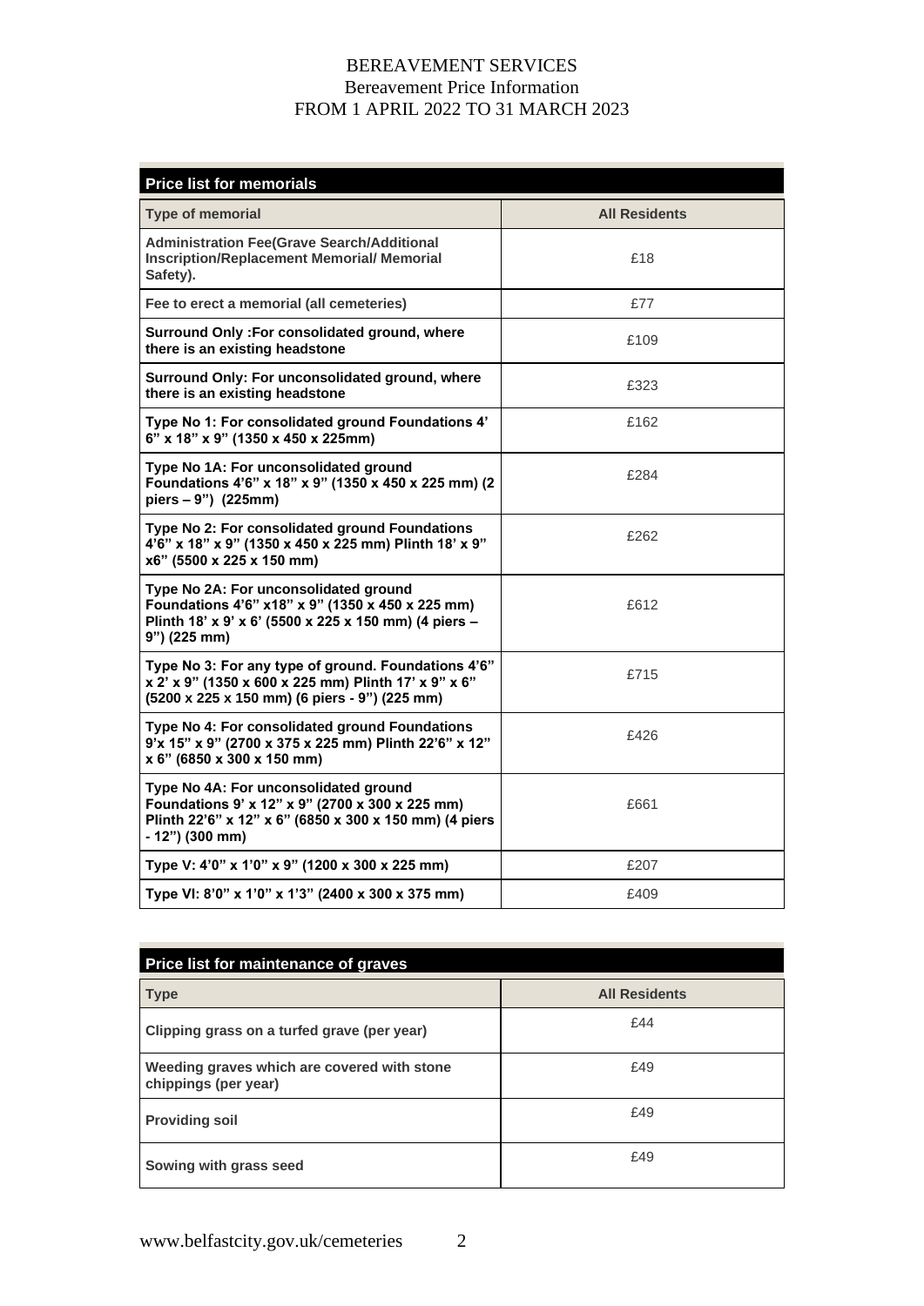BEREAVEMENT SERVICES
Bereavement Price Information
FROM 1 APRIL 2022 TO 31 MARCH 2023

| **Price list for memorials** | |
|---|---|
| **Type of memorial** | **All Residents** |
| **Administration Fee(Grave Search/Additional Inscription/Replacement Memorial/ Memorial Safety).** | £18 |
| **Fee to erect a memorial (all cemeteries)** | £77 |
| **Surround Only :For consolidated ground, where there is an existing headstone** | £109 |
| **Surround Only: For unconsolidated ground, where there is an existing headstone** | £323 |
| **Type No 1: For consolidated ground Foundations 4' 6" x 18" x 9" (1350 x 450 x 225mm)** | £162 |
| **Type No 1A: For unconsolidated ground Foundations 4'6" x 18" x 9" (1350 x 450 x 225 mm) (2 piers – 9") (225mm)** | £284 |
| **Type No 2: For consolidated ground Foundations 4'6" x 18" x 9" (1350 x 450 x 225 mm) Plinth 18' x 9" x6" (5500 x 225 x 150 mm)** | £262 |
| **Type No 2A: For unconsolidated ground Foundations 4'6" x18" x 9" (1350 x 450 x 225 mm) Plinth 18' x 9' x 6' (5500 x 225 x 150 mm) (4 piers – 9") (225 mm)** | £612 |
| **Type No 3: For any type of ground. Foundations 4'6" x 2' x 9" (1350 x 600 x 225 mm) Plinth 17' x 9" x 6" (5200 x 225 x 150 mm) (6 piers - 9") (225 mm)** | £715 |
| **Type No 4: For consolidated ground Foundations 9'x 15" x 9" (2700 x 375 x 225 mm) Plinth 22'6" x 12" x 6" (6850 x 300 x 150 mm)** | £426 |
| **Type No 4A: For unconsolidated ground Foundations 9' x 12" x 9" (2700 x 300 x 225 mm) Plinth 22'6" x 12" x 6" (6850 x 300 x 150 mm) (4 piers - 12") (300 mm)** | £661 |
| **Type V: 4'0" x 1'0" x 9" (1200 x 300 x 225 mm)** | £207 |
| **Type VI: 8'0" x 1'0" x 1'3" (2400 x 300 x 375 mm)** | £409 |

| **Price list for maintenance of graves** | |
|---|---|
| **Type** | **All Residents** |
| **Clipping grass on a turfed grave (per year)** | £44 |
| **Weeding graves which are covered with stone chippings (per year)** | £49 |
| **Providing soil** | £49 |
| **Sowing with grass seed** | £49 |

www.belfastcity.gov.uk/cemeteries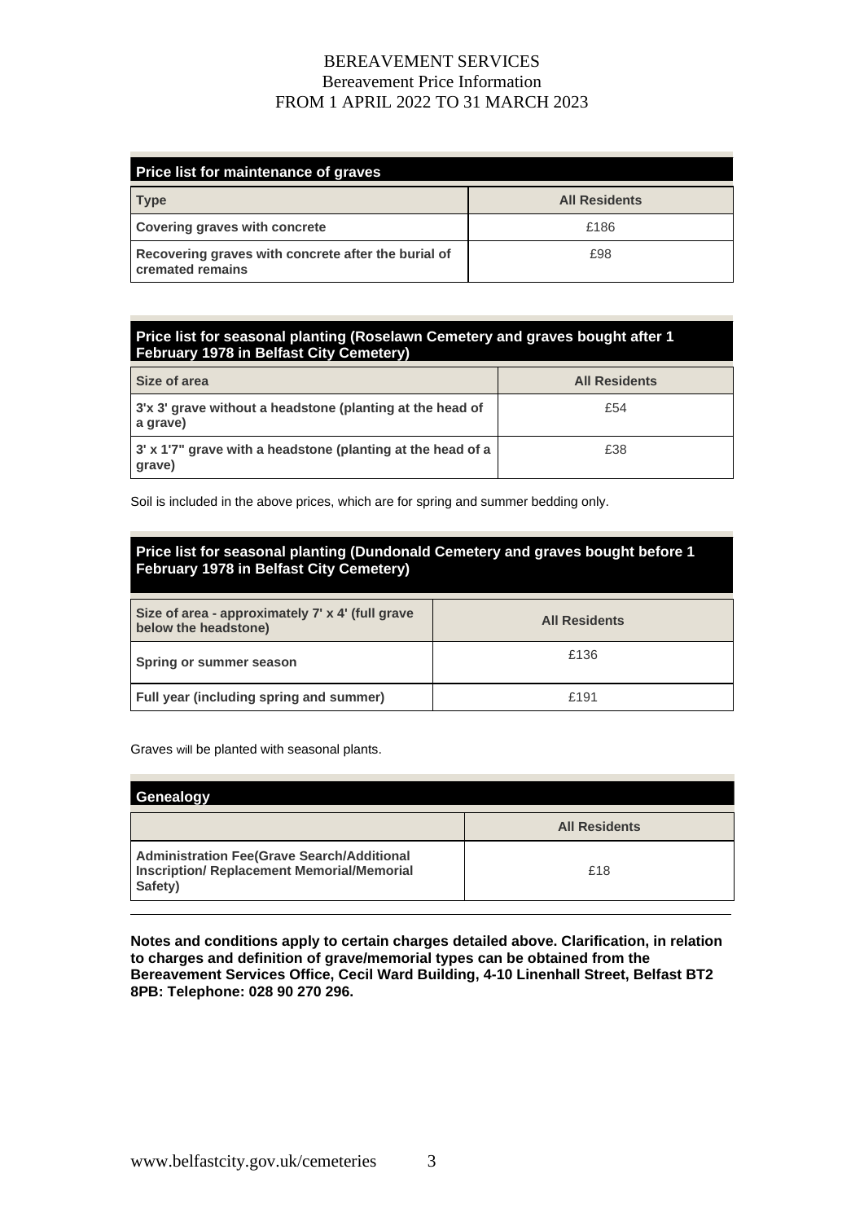# BEREAVEMENT SERVICES

Bereavement Price Information

FROM 1 APRIL 2022 TO 31 MARCH 2023

**Price list for maintenance of graves**

| Type | All Residents |
|---|---|
| Covering graves with concrete | £186 |
| Recovering graves with concrete after the burial of cremated remains | £98 |

**Price list for seasonal planting (Roselawn Cemetery and graves bought after 1 February 1978 in Belfast City Cemetery)**

| Size of area | All Residents |
|---|---|
| 3'x 3' grave without a headstone (planting at the head of a grave) | £54 |
| 3' x 1'7" grave with a headstone (planting at the head of a grave) | £38 |

Soil is included in the above prices, which are for spring and summer bedding only.

**Price list for seasonal planting (Dundonald Cemetery and graves bought before 1 February 1978 in Belfast City Cemetery)**

| Size of area - approximately 7' x 4' (full grave below the headstone) | All Residents |
|---|---|
| Spring or summer season | £136 |
| Full year (including spring and summer) | £191 |

Graves will be planted with seasonal plants.

**Genealogy**

| | All Residents |
|---|---|
| Administration Fee(Grave Search/Additional Inscription/ Replacement Memorial/Memorial Safety) | £18 |

**Notes and conditions apply to certain charges detailed above. Clarification, in relation to charges and definition of grave/memorial types can be obtained from the Bereavement Services Office, Cecil Ward Building, 4-10 Linenhall Street, Belfast BT2 8PB: Telephone: 028 90 270 296.**

www.belfastcity.gov.uk/cemeteries